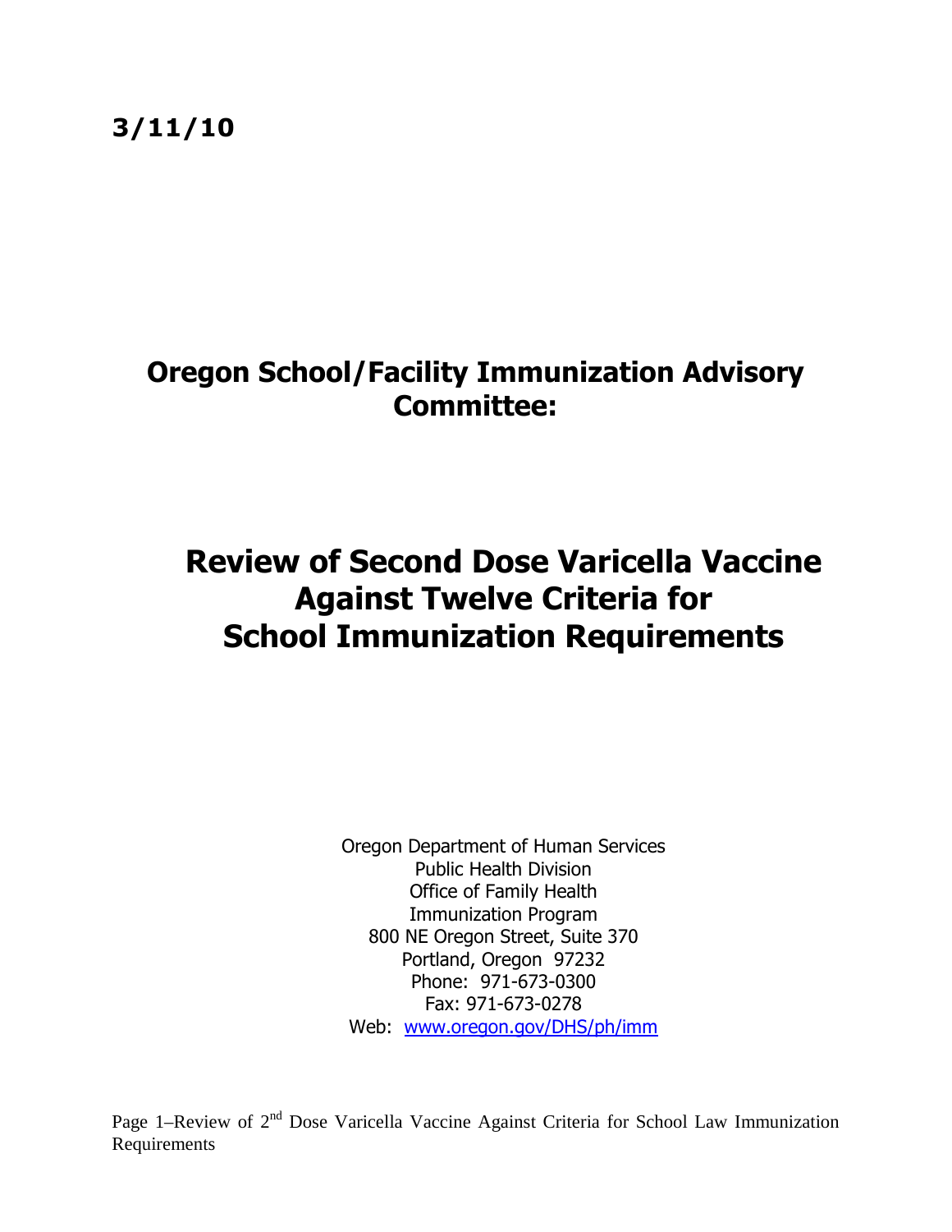**3/11/10**

# Oregon School/Facility Immunization Advisory Committee:

# Review of Second Dose Varicella Vaccine Against Twelve Criteria for School Immunization Requirements

Oregon Department of Human Services
Public Health Division
Office of Family Health
Immunization Program
800 NE Oregon Street, Suite 370
Portland, Oregon 97232
Phone: 971-673-0300
Fax: 971-673-0278
Web: [www.oregon.gov/DHS/ph/imm](www.oregon.gov/DHS/ph/imm)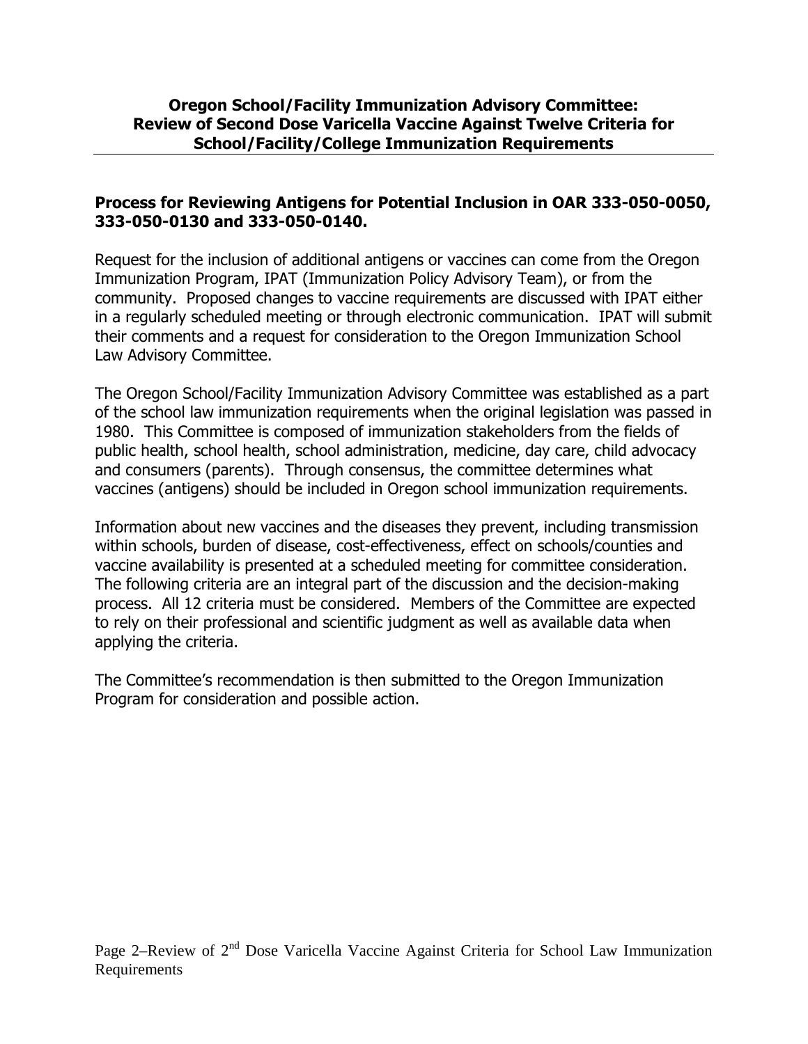# Oregon School/Facility Immunization Advisory Committee: Review of Second Dose Varicella Vaccine Against Twelve Criteria for School/Facility/College Immunization Requirements

## Process for Reviewing Antigens for Potential Inclusion in OAR 333-050-0050, 333-050-0130 and 333-050-0140.

Request for the inclusion of additional antigens or vaccines can come from the Oregon Immunization Program, IPAT (Immunization Policy Advisory Team), or from the community. Proposed changes to vaccine requirements are discussed with IPAT either in a regularly scheduled meeting or through electronic communication. IPAT will submit their comments and a request for consideration to the Oregon Immunization School Law Advisory Committee.

The Oregon School/Facility Immunization Advisory Committee was established as a part of the school law immunization requirements when the original legislation was passed in 1980. This Committee is composed of immunization stakeholders from the fields of public health, school health, school administration, medicine, day care, child advocacy and consumers (parents). Through consensus, the committee determines what vaccines (antigens) should be included in Oregon school immunization requirements.

Information about new vaccines and the diseases they prevent, including transmission within schools, burden of disease, cost-effectiveness, effect on schools/counties and vaccine availability is presented at a scheduled meeting for committee consideration. The following criteria are an integral part of the discussion and the decision-making process. All 12 criteria must be considered. Members of the Committee are expected to rely on their professional and scientific judgment as well as available data when applying the criteria.

The Committee's recommendation is then submitted to the Oregon Immunization Program for consideration and possible action.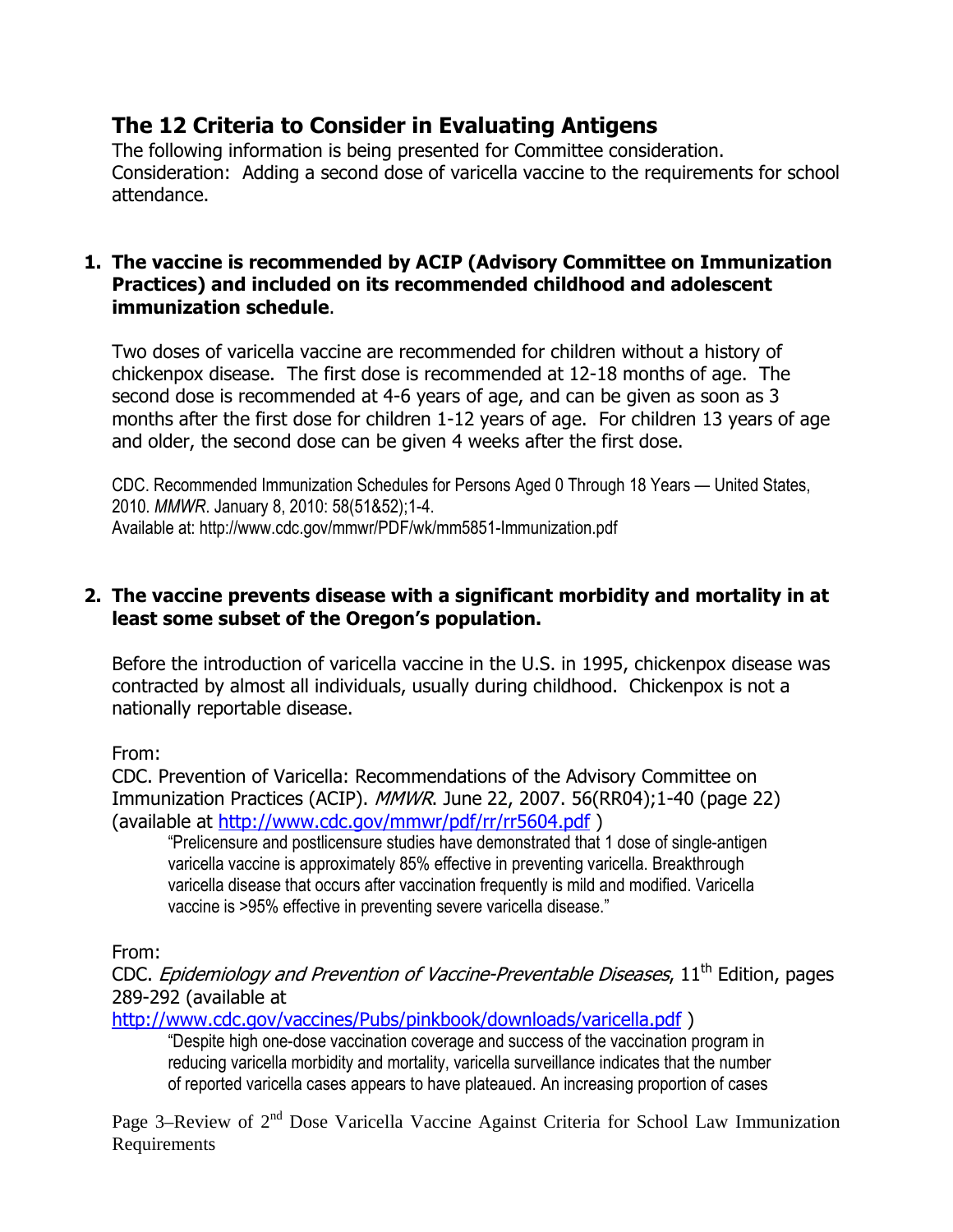## The 12 Criteria to Consider in Evaluating Antigens

The following information is being presented for Committee consideration. Consideration: Adding a second dose of varicella vaccine to the requirements for school attendance.

**1. The vaccine is recommended by ACIP (Advisory Committee on Immunization Practices) and included on its recommended childhood and adolescent immunization schedule**.

Two doses of varicella vaccine are recommended for children without a history of chickenpox disease. The first dose is recommended at 12-18 months of age. The second dose is recommended at 4-6 years of age, and can be given as soon as 3 months after the first dose for children 1-12 years of age. For children 13 years of age and older, the second dose can be given 4 weeks after the first dose.

CDC. Recommended Immunization Schedules for Persons Aged 0 Through 18 Years — United States, 2010. *MMWR*. January 8, 2010: 58(51&52);1-4.
Available at: http://www.cdc.gov/mmwr/PDF/wk/mm5851-Immunization.pdf

**2. The vaccine prevents disease with a significant morbidity and mortality in at least some subset of the Oregon's population.**

Before the introduction of varicella vaccine in the U.S. in 1995, chickenpox disease was contracted by almost all individuals, usually during childhood. Chickenpox is not a nationally reportable disease.

From:
CDC. Prevention of Varicella: Recommendations of the Advisory Committee on Immunization Practices (ACIP). *MMWR*. June 22, 2007. 56(RR04);1-40 (page 22) (available at http://www.cdc.gov/mmwr/pdf/rr/rr5604.pdf )

> "Prelicensure and postlicensure studies have demonstrated that 1 dose of single-antigen varicella vaccine is approximately 85% effective in preventing varicella. Breakthrough varicella disease that occurs after vaccination frequently is mild and modified. Varicella vaccine is >95% effective in preventing severe varicella disease."

From:
CDC. *Epidemiology and Prevention of Vaccine-Preventable Diseases*, 11th Edition, pages 289-292 (available at http://www.cdc.gov/vaccines/Pubs/pinkbook/downloads/varicella.pdf )

> "Despite high one-dose vaccination coverage and success of the vaccination program in reducing varicella morbidity and mortality, varicella surveillance indicates that the number of reported varicella cases appears to have plateaued. An increasing proportion of cases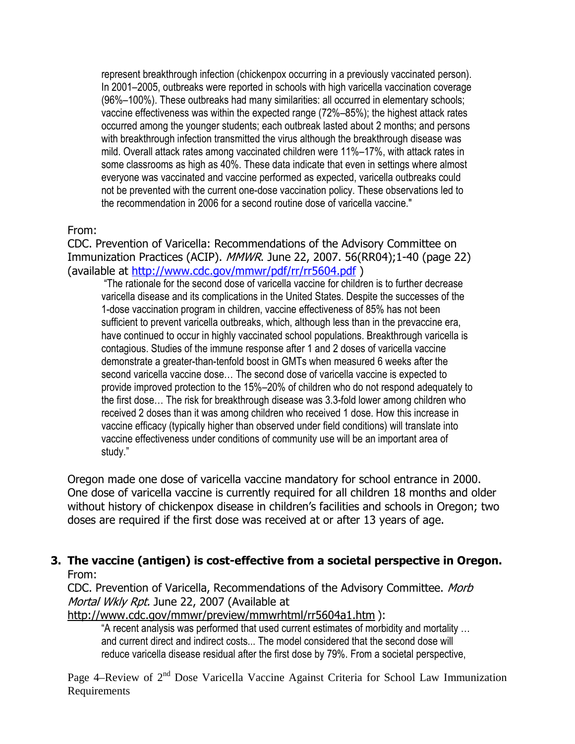> represent breakthrough infection (chickenpox occurring in a previously vaccinated person). In 2001–2005, outbreaks were reported in schools with high varicella vaccination coverage (96%–100%). These outbreaks had many similarities: all occurred in elementary schools; vaccine effectiveness was within the expected range (72%–85%); the highest attack rates occurred among the younger students; each outbreak lasted about 2 months; and persons with breakthrough infection transmitted the virus although the breakthrough disease was mild. Overall attack rates among vaccinated children were 11%–17%, with attack rates in some classrooms as high as 40%. These data indicate that even in settings where almost everyone was vaccinated and vaccine performed as expected, varicella outbreaks could not be prevented with the current one-dose vaccination policy. These observations led to the recommendation in 2006 for a second routine dose of varicella vaccine."

From:
CDC. Prevention of Varicella: Recommendations of the Advisory Committee on Immunization Practices (ACIP). *MMWR*. June 22, 2007. 56(RR04);1-40 (page 22) (available at http://www.cdc.gov/mmwr/pdf/rr/rr5604.pdf )

> "The rationale for the second dose of varicella vaccine for children is to further decrease varicella disease and its complications in the United States. Despite the successes of the 1-dose vaccination program in children, vaccine effectiveness of 85% has not been sufficient to prevent varicella outbreaks, which, although less than in the prevaccine era, have continued to occur in highly vaccinated school populations. Breakthrough varicella is contagious. Studies of the immune response after 1 and 2 doses of varicella vaccine demonstrate a greater-than-tenfold boost in GMTs when measured 6 weeks after the second varicella vaccine dose… The second dose of varicella vaccine is expected to provide improved protection to the 15%–20% of children who do not respond adequately to the first dose… The risk for breakthrough disease was 3.3-fold lower among children who received 2 doses than it was among children who received 1 dose. How this increase in vaccine efficacy (typically higher than observed under field conditions) will translate into vaccine effectiveness under conditions of community use will be an important area of study."

Oregon made one dose of varicella vaccine mandatory for school entrance in 2000. One dose of varicella vaccine is currently required for all children 18 months and older without history of chickenpox disease in children's facilities and schools in Oregon; two doses are required if the first dose was received at or after 13 years of age.

**3. The vaccine (antigen) is cost-effective from a societal perspective in Oregon.**

From:
CDC. Prevention of Varicella, Recommendations of the Advisory Committee. *Morb Mortal Wkly Rpt.* June 22, 2007 (Available at http://www.cdc.gov/mmwr/preview/mmwrhtml/rr5604a1.htm ):

> "A recent analysis was performed that used current estimates of morbidity and mortality … and current direct and indirect costs... The model considered that the second dose will reduce varicella disease residual after the first dose by 79%. From a societal perspective,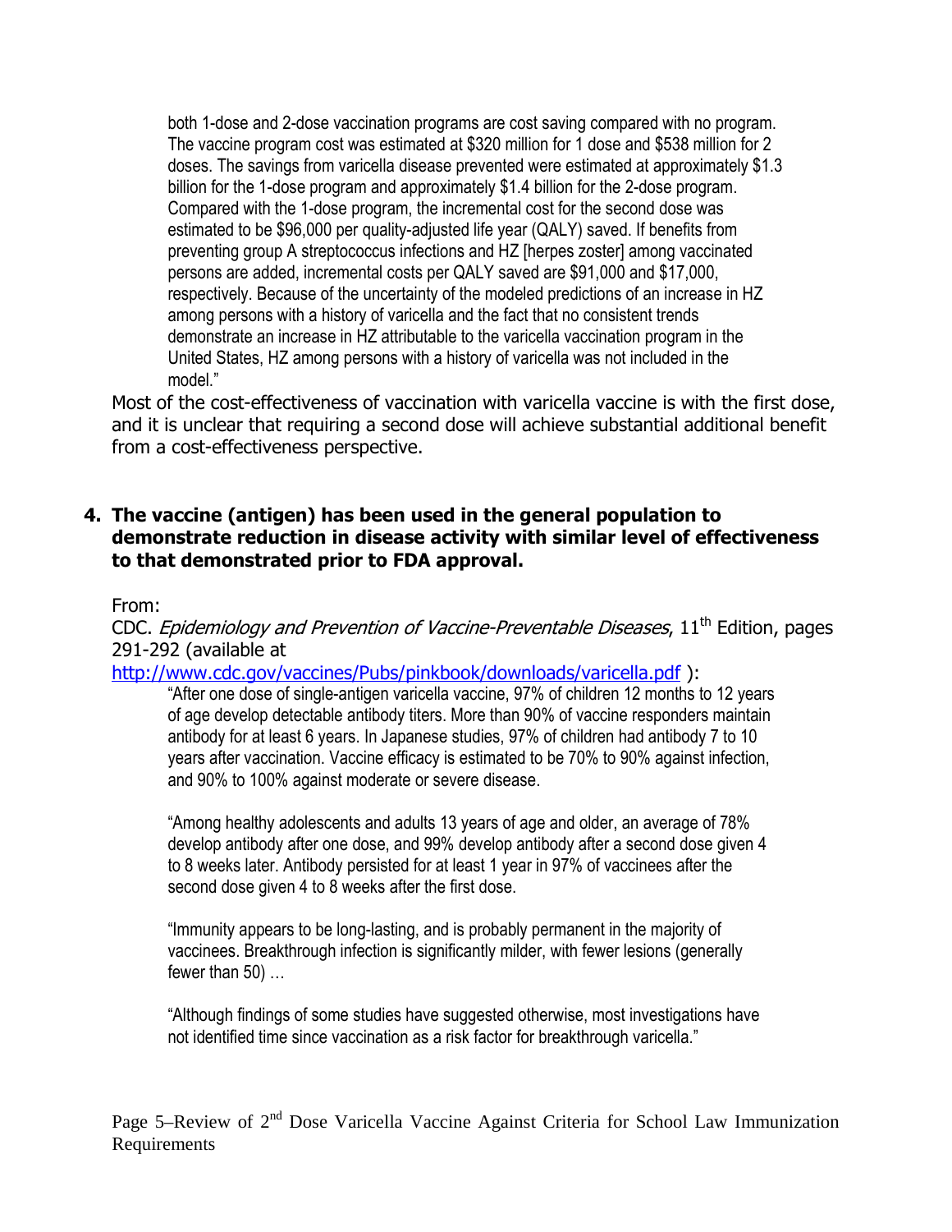> both 1-dose and 2-dose vaccination programs are cost saving compared with no program. The vaccine program cost was estimated at $320 million for 1 dose and $538 million for 2 doses. The savings from varicella disease prevented were estimated at approximately $1.3 billion for the 1-dose program and approximately $1.4 billion for the 2-dose program. Compared with the 1-dose program, the incremental cost for the second dose was estimated to be $96,000 per quality-adjusted life year (QALY) saved. If benefits from preventing group A streptococcus infections and HZ [herpes zoster] among vaccinated persons are added, incremental costs per QALY saved are $91,000 and $17,000, respectively. Because of the uncertainty of the modeled predictions of an increase in HZ among persons with a history of varicella and the fact that no consistent trends demonstrate an increase in HZ attributable to the varicella vaccination program in the United States, HZ among persons with a history of varicella was not included in the model."

Most of the cost-effectiveness of vaccination with varicella vaccine is with the first dose, and it is unclear that requiring a second dose will achieve substantial additional benefit from a cost-effectiveness perspective.

**4. The vaccine (antigen) has been used in the general population to demonstrate reduction in disease activity with similar level of effectiveness to that demonstrated prior to FDA approval.**

From:

CDC. *Epidemiology and Prevention of Vaccine-Preventable Diseases*, 11th Edition, pages 291-292 (available at http://www.cdc.gov/vaccines/Pubs/pinkbook/downloads/varicella.pdf ):

> "After one dose of single-antigen varicella vaccine, 97% of children 12 months to 12 years of age develop detectable antibody titers. More than 90% of vaccine responders maintain antibody for at least 6 years. In Japanese studies, 97% of children had antibody 7 to 10 years after vaccination. Vaccine efficacy is estimated to be 70% to 90% against infection, and 90% to 100% against moderate or severe disease.
>
> "Among healthy adolescents and adults 13 years of age and older, an average of 78% develop antibody after one dose, and 99% develop antibody after a second dose given 4 to 8 weeks later. Antibody persisted for at least 1 year in 97% of vaccinees after the second dose given 4 to 8 weeks after the first dose.
>
> "Immunity appears to be long-lasting, and is probably permanent in the majority of vaccinees. Breakthrough infection is significantly milder, with fewer lesions (generally fewer than 50) …
>
> "Although findings of some studies have suggested otherwise, most investigations have not identified time since vaccination as a risk factor for breakthrough varicella."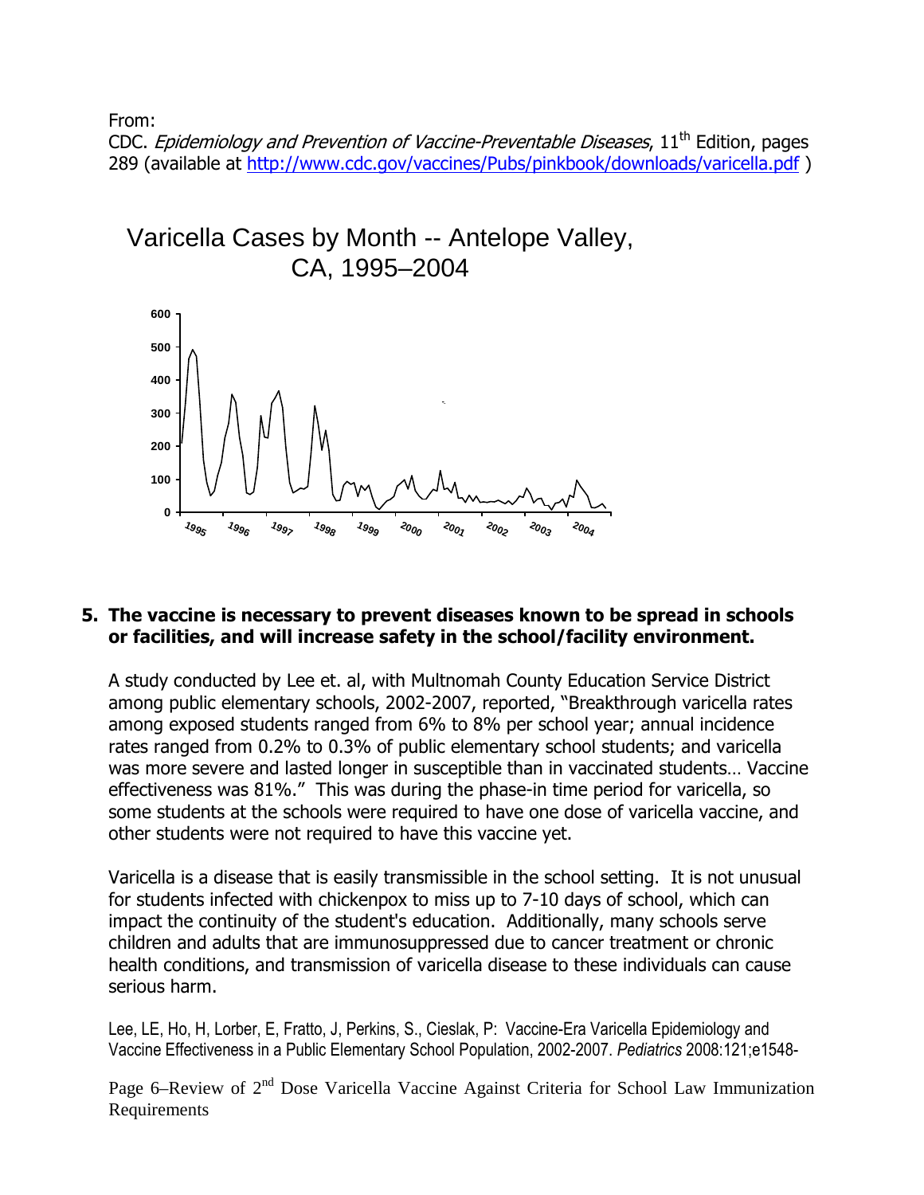From:
CDC. *Epidemiology and Prevention of Vaccine-Preventable Diseases*, 11th Edition, pages 289 (available at http://www.cdc.gov/vaccines/Pubs/pinkbook/downloads/varicella.pdf )

Varicella Cases by Month -- Antelope Valley, CA, 1995–2004

### 5. The vaccine is necessary to prevent diseases known to be spread in schools or facilities, and will increase safety in the school/facility environment.

A study conducted by Lee et. al, with Multnomah County Education Service District among public elementary schools, 2002-2007, reported, "Breakthrough varicella rates among exposed students ranged from 6% to 8% per school year; annual incidence rates ranged from 0.2% to 0.3% of public elementary school students; and varicella was more severe and lasted longer in susceptible than in vaccinated students… Vaccine effectiveness was 81%." This was during the phase-in time period for varicella, so some students at the schools were required to have one dose of varicella vaccine, and other students were not required to have this vaccine yet.

Varicella is a disease that is easily transmissible in the school setting. It is not unusual for students infected with chickenpox to miss up to 7-10 days of school, which can impact the continuity of the student's education. Additionally, many schools serve children and adults that are immunosuppressed due to cancer treatment or chronic health conditions, and transmission of varicella disease to these individuals can cause serious harm.

Lee, LE, Ho, H, Lorber, E, Fratto, J, Perkins, S., Cieslak, P: Vaccine-Era Varicella Epidemiology and Vaccine Effectiveness in a Public Elementary School Population, 2002-2007. *Pediatrics* 2008:121;e1548-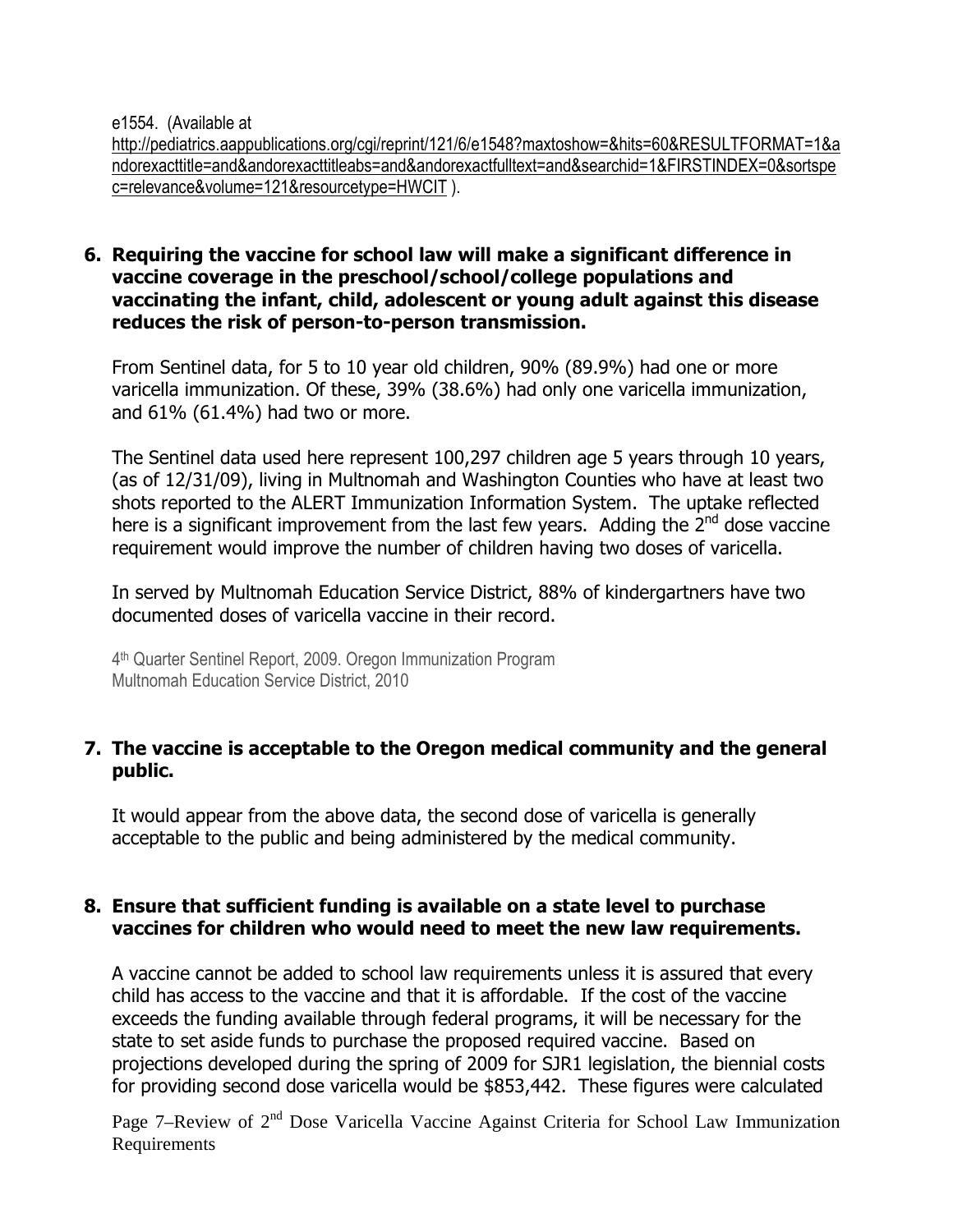e1554. (Available at http://pediatrics.aappublications.org/cgi/reprint/121/6/e1548?maxtoshow=&hits=60&RESULTFORMAT=1&andorexacttitle=and&andorexacttitleabs=and&andorexactfulltext=and&searchid=1&FIRSTINDEX=0&sortspec=relevance&volume=121&resourcetype=HWCIT ).

**6. Requiring the vaccine for school law will make a significant difference in vaccine coverage in the preschool/school/college populations and vaccinating the infant, child, adolescent or young adult against this disease reduces the risk of person-to-person transmission.**

From Sentinel data, for 5 to 10 year old children, 90% (89.9%) had one or more varicella immunization. Of these, 39% (38.6%) had only one varicella immunization, and 61% (61.4%) had two or more.

The Sentinel data used here represent 100,297 children age 5 years through 10 years, (as of 12/31/09), living in Multnomah and Washington Counties who have at least two shots reported to the ALERT Immunization Information System. The uptake reflected here is a significant improvement from the last few years. Adding the 2nd dose vaccine requirement would improve the number of children having two doses of varicella.

In served by Multnomah Education Service District, 88% of kindergartners have two documented doses of varicella vaccine in their record.

4th Quarter Sentinel Report, 2009. Oregon Immunization Program
Multnomah Education Service District, 2010

**7. The vaccine is acceptable to the Oregon medical community and the general public.**

It would appear from the above data, the second dose of varicella is generally acceptable to the public and being administered by the medical community.

**8. Ensure that sufficient funding is available on a state level to purchase vaccines for children who would need to meet the new law requirements.**

A vaccine cannot be added to school law requirements unless it is assured that every child has access to the vaccine and that it is affordable. If the cost of the vaccine exceeds the funding available through federal programs, it will be necessary for the state to set aside funds to purchase the proposed required vaccine. Based on projections developed during the spring of 2009 for SJR1 legislation, the biennial costs for providing second dose varicella would be $853,442. These figures were calculated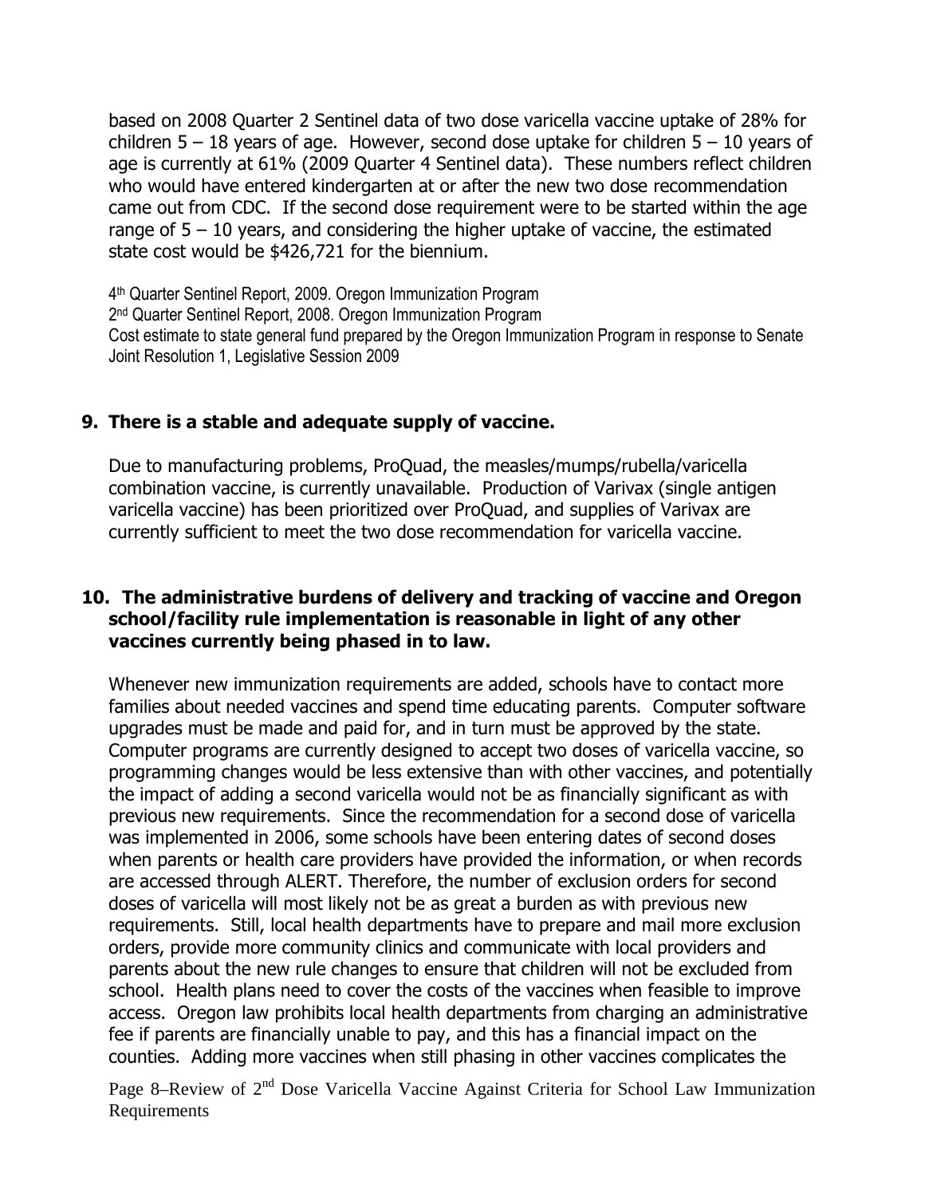based on 2008 Quarter 2 Sentinel data of two dose varicella vaccine uptake of 28% for children 5 – 18 years of age. However, second dose uptake for children 5 – 10 years of age is currently at 61% (2009 Quarter 4 Sentinel data). These numbers reflect children who would have entered kindergarten at or after the new two dose recommendation came out from CDC. If the second dose requirement were to be started within the age range of 5 – 10 years, and considering the higher uptake of vaccine, the estimated state cost would be $426,721 for the biennium.

4th Quarter Sentinel Report, 2009. Oregon Immunization Program
2nd Quarter Sentinel Report, 2008. Oregon Immunization Program
Cost estimate to state general fund prepared by the Oregon Immunization Program in response to Senate Joint Resolution 1, Legislative Session 2009

## 9. There is a stable and adequate supply of vaccine.

Due to manufacturing problems, ProQuad, the measles/mumps/rubella/varicella combination vaccine, is currently unavailable. Production of Varivax (single antigen varicella vaccine) has been prioritized over ProQuad, and supplies of Varivax are currently sufficient to meet the two dose recommendation for varicella vaccine.

## 10. The administrative burdens of delivery and tracking of vaccine and Oregon school/facility rule implementation is reasonable in light of any other vaccines currently being phased in to law.

Whenever new immunization requirements are added, schools have to contact more families about needed vaccines and spend time educating parents. Computer software upgrades must be made and paid for, and in turn must be approved by the state. Computer programs are currently designed to accept two doses of varicella vaccine, so programming changes would be less extensive than with other vaccines, and potentially the impact of adding a second varicella would not be as financially significant as with previous new requirements. Since the recommendation for a second dose of varicella was implemented in 2006, some schools have been entering dates of second doses when parents or health care providers have provided the information, or when records are accessed through ALERT. Therefore, the number of exclusion orders for second doses of varicella will most likely not be as great a burden as with previous new requirements. Still, local health departments have to prepare and mail more exclusion orders, provide more community clinics and communicate with local providers and parents about the new rule changes to ensure that children will not be excluded from school. Health plans need to cover the costs of the vaccines when feasible to improve access. Oregon law prohibits local health departments from charging an administrative fee if parents are financially unable to pay, and this has a financial impact on the counties. Adding more vaccines when still phasing in other vaccines complicates the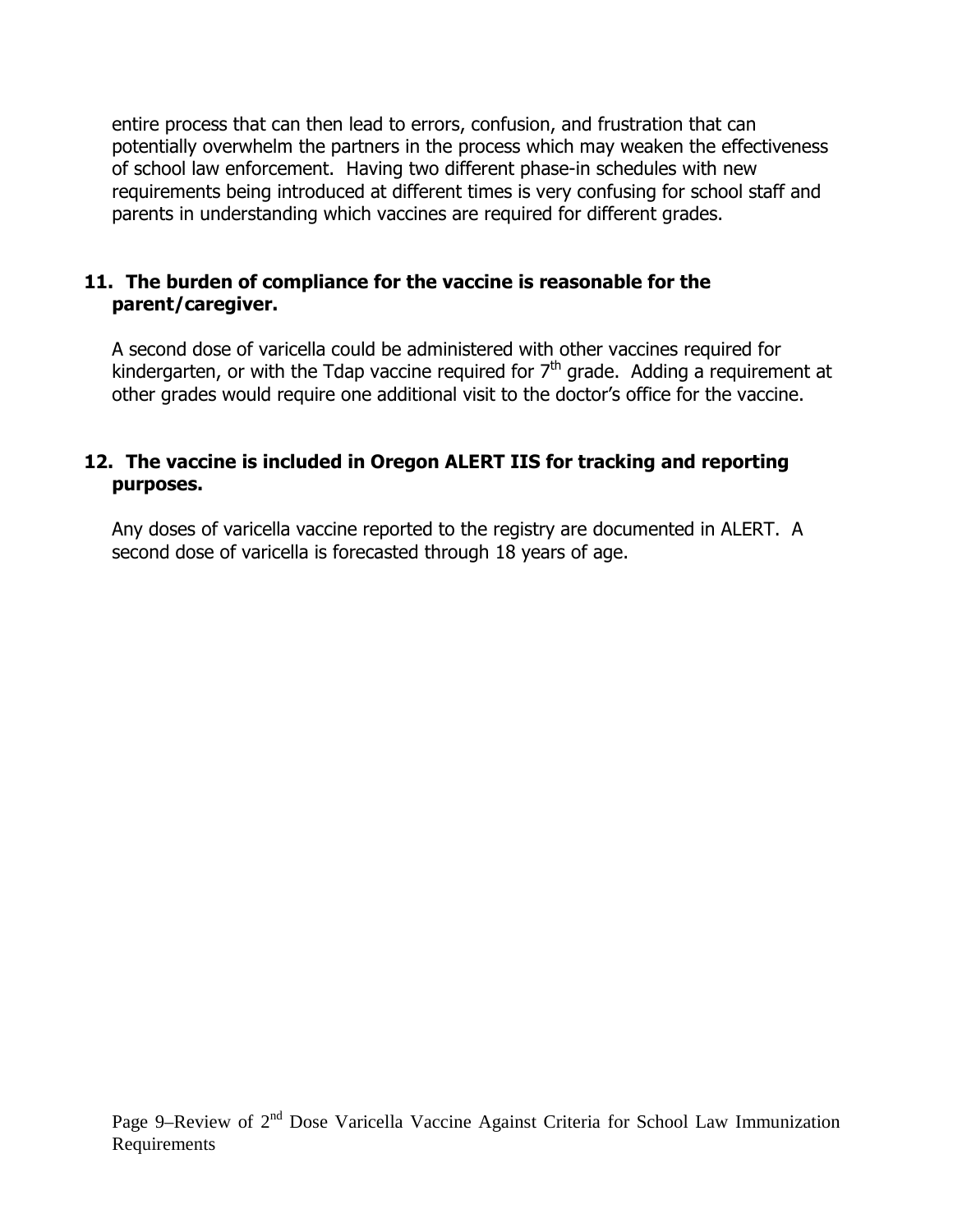entire process that can then lead to errors, confusion, and frustration that can potentially overwhelm the partners in the process which may weaken the effectiveness of school law enforcement. Having two different phase-in schedules with new requirements being introduced at different times is very confusing for school staff and parents in understanding which vaccines are required for different grades.

**11. The burden of compliance for the vaccine is reasonable for the parent/caregiver.**

A second dose of varicella could be administered with other vaccines required for kindergarten, or with the Tdap vaccine required for 7th grade. Adding a requirement at other grades would require one additional visit to the doctor's office for the vaccine.

**12. The vaccine is included in Oregon ALERT IIS for tracking and reporting purposes.**

Any doses of varicella vaccine reported to the registry are documented in ALERT. A second dose of varicella is forecasted through 18 years of age.